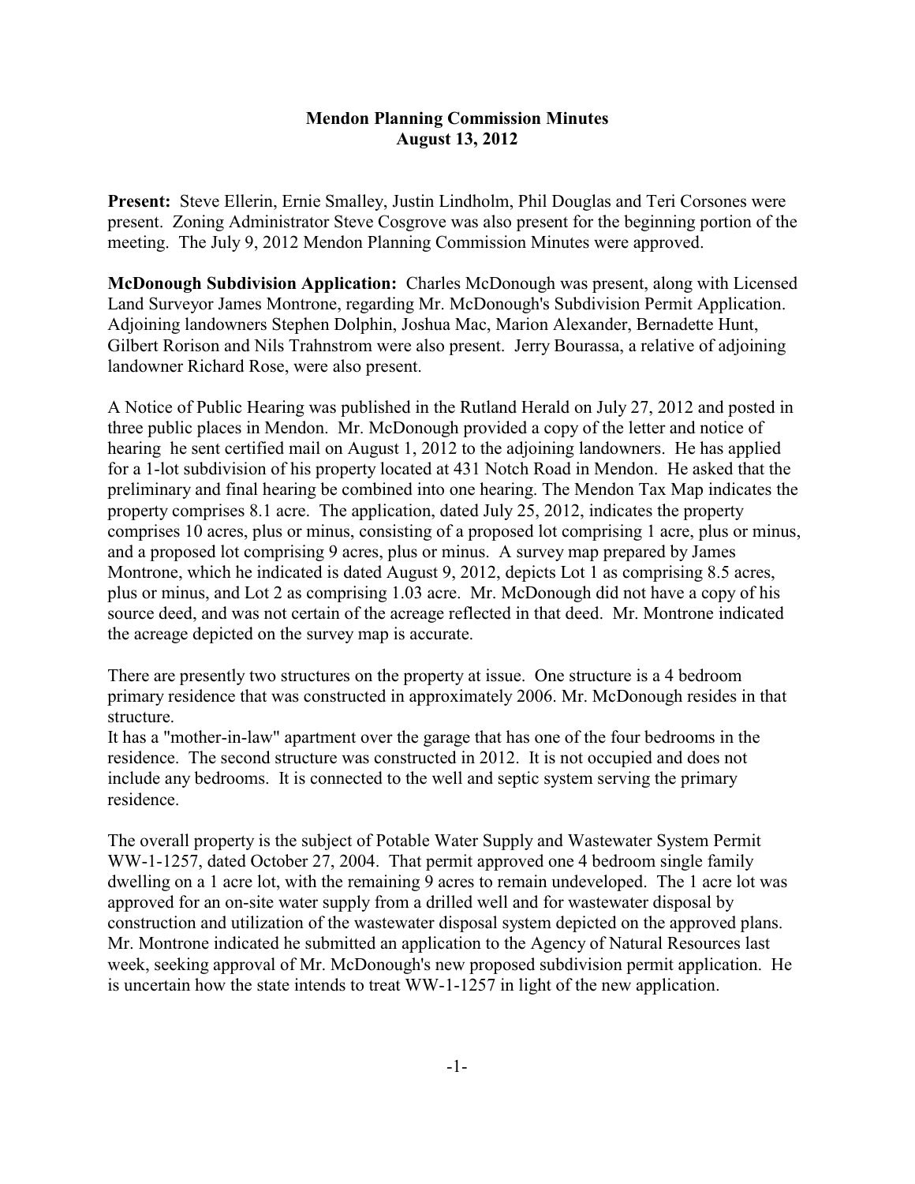**Mendon Planning Commission Minutes**
**August 13, 2012**

**Present:** Steve Ellerin, Ernie Smalley, Justin Lindholm, Phil Douglas and Teri Corsones were present. Zoning Administrator Steve Cosgrove was also present for the beginning portion of the meeting. The July 9, 2012 Mendon Planning Commission Minutes were approved.

**McDonough Subdivision Application:** Charles McDonough was present, along with Licensed Land Surveyor James Montrone, regarding Mr. McDonough's Subdivision Permit Application. Adjoining landowners Stephen Dolphin, Joshua Mac, Marion Alexander, Bernadette Hunt, Gilbert Rorison and Nils Trahnstrom were also present. Jerry Bourassa, a relative of adjoining landowner Richard Rose, were also present.

A Notice of Public Hearing was published in the Rutland Herald on July 27, 2012 and posted in three public places in Mendon. Mr. McDonough provided a copy of the letter and notice of hearing he sent certified mail on August 1, 2012 to the adjoining landowners. He has applied for a 1-lot subdivision of his property located at 431 Notch Road in Mendon. He asked that the preliminary and final hearing be combined into one hearing. The Mendon Tax Map indicates the property comprises 8.1 acre. The application, dated July 25, 2012, indicates the property comprises 10 acres, plus or minus, consisting of a proposed lot comprising 1 acre, plus or minus, and a proposed lot comprising 9 acres, plus or minus. A survey map prepared by James Montrone, which he indicated is dated August 9, 2012, depicts Lot 1 as comprising 8.5 acres, plus or minus, and Lot 2 as comprising 1.03 acre. Mr. McDonough did not have a copy of his source deed, and was not certain of the acreage reflected in that deed. Mr. Montrone indicated the acreage depicted on the survey map is accurate.

There are presently two structures on the property at issue. One structure is a 4 bedroom primary residence that was constructed in approximately 2006. Mr. McDonough resides in that structure.
It has a "mother-in-law" apartment over the garage that has one of the four bedrooms in the residence. The second structure was constructed in 2012. It is not occupied and does not include any bedrooms. It is connected to the well and septic system serving the primary residence.

The overall property is the subject of Potable Water Supply and Wastewater System Permit WW-1-1257, dated October 27, 2004. That permit approved one 4 bedroom single family dwelling on a 1 acre lot, with the remaining 9 acres to remain undeveloped. The 1 acre lot was approved for an on-site water supply from a drilled well and for wastewater disposal by construction and utilization of the wastewater disposal system depicted on the approved plans. Mr. Montrone indicated he submitted an application to the Agency of Natural Resources last week, seeking approval of Mr. McDonough's new proposed subdivision permit application. He is uncertain how the state intends to treat WW-1-1257 in light of the new application.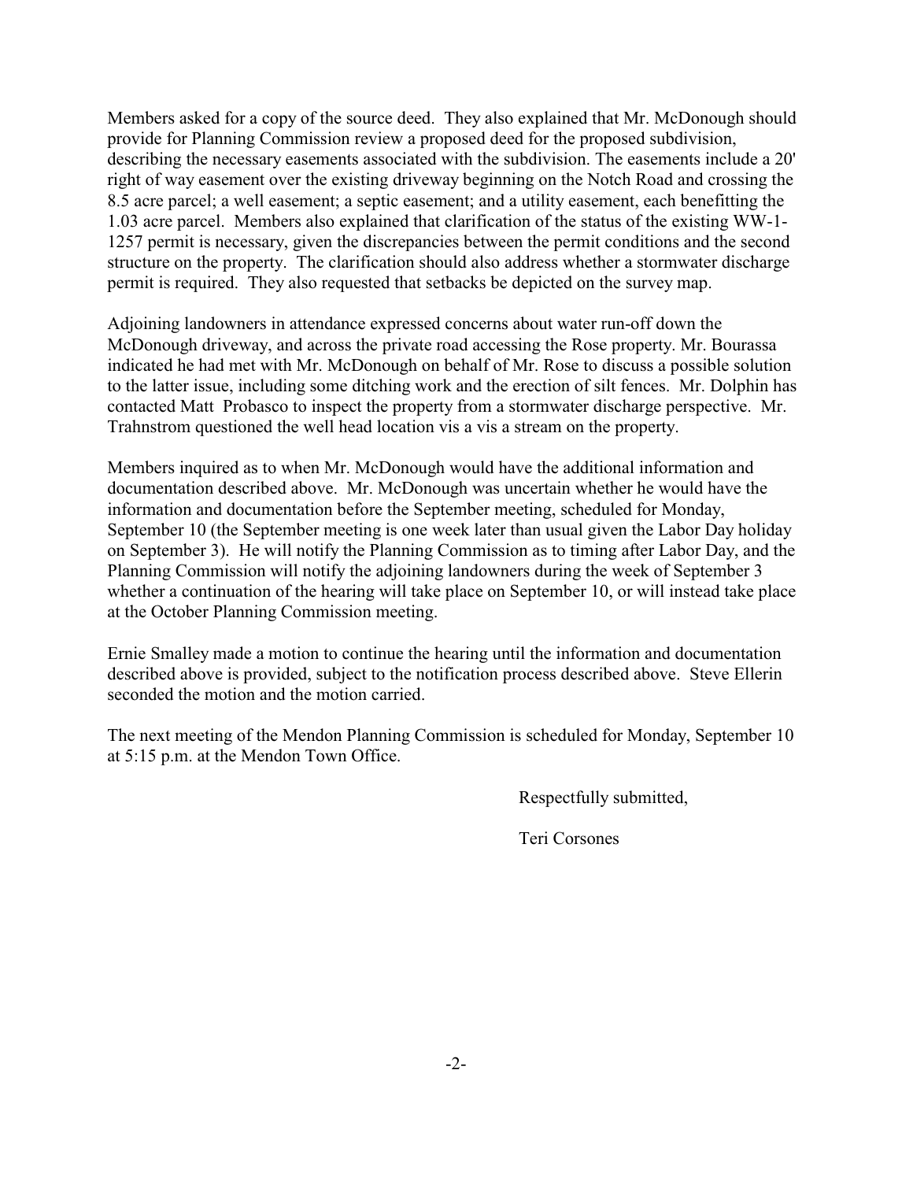Members asked for a copy of the source deed. They also explained that Mr. McDonough should provide for Planning Commission review a proposed deed for the proposed subdivision, describing the necessary easements associated with the subdivision. The easements include a 20' right of way easement over the existing driveway beginning on the Notch Road and crossing the 8.5 acre parcel; a well easement; a septic easement; and a utility easement, each benefitting the 1.03 acre parcel. Members also explained that clarification of the status of the existing WW-1-1257 permit is necessary, given the discrepancies between the permit conditions and the second structure on the property. The clarification should also address whether a stormwater discharge permit is required. They also requested that setbacks be depicted on the survey map.

Adjoining landowners in attendance expressed concerns about water run-off down the McDonough driveway, and across the private road accessing the Rose property. Mr. Bourassa indicated he had met with Mr. McDonough on behalf of Mr. Rose to discuss a possible solution to the latter issue, including some ditching work and the erection of silt fences. Mr. Dolphin has contacted Matt Probasco to inspect the property from a stormwater discharge perspective. Mr. Trahnstrom questioned the well head location vis a vis a stream on the property.

Members inquired as to when Mr. McDonough would have the additional information and documentation described above. Mr. McDonough was uncertain whether he would have the information and documentation before the September meeting, scheduled for Monday, September 10 (the September meeting is one week later than usual given the Labor Day holiday on September 3). He will notify the Planning Commission as to timing after Labor Day, and the Planning Commission will notify the adjoining landowners during the week of September 3 whether a continuation of the hearing will take place on September 10, or will instead take place at the October Planning Commission meeting.

Ernie Smalley made a motion to continue the hearing until the information and documentation described above is provided, subject to the notification process described above. Steve Ellerin seconded the motion and the motion carried.

The next meeting of the Mendon Planning Commission is scheduled for Monday, September 10 at 5:15 p.m. at the Mendon Town Office.

Respectfully submitted,

Teri Corsones